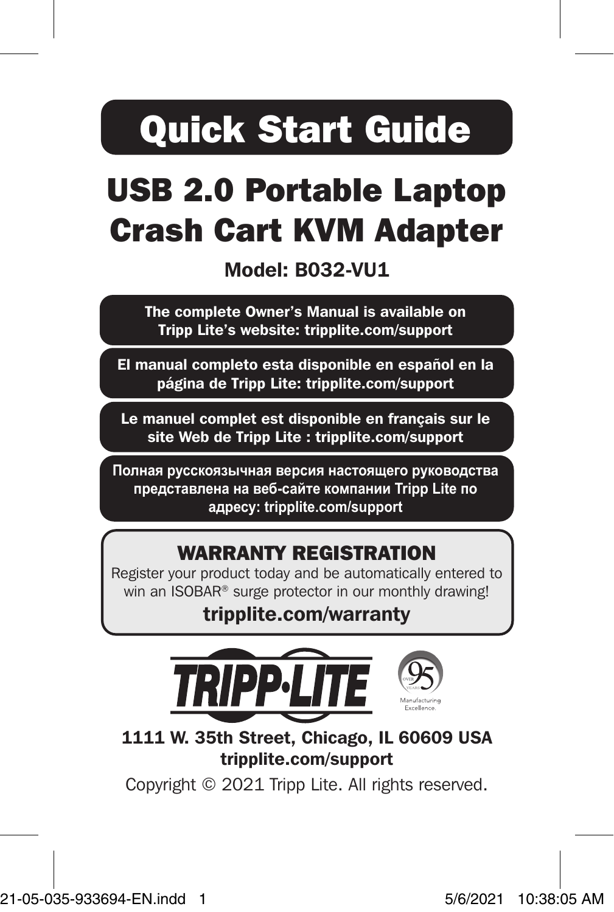# Quick Start Guide

# USB 2.0 Portable Laptop Crash Cart KVM Adapter

**Model: B032-VU1**

**The complete Owner's Manual is available on Tripp Lite's website: tripplite.com/support**

**El manual completo esta disponible en español en la página de Tripp Lite: tripplite.com/support**

**Le manuel complet est disponible en français sur le site Web de Tripp Lite : tripplite.com/support**

**Полная русскоязычная версия настоящего руководства представлена на веб-сайте компании Tripp Lite по адресу: tripplite.com/support**

## WARRANTY REGISTRATION

Register your product today and be automatically entered to win an ISOBAR® surge protector in our monthly drawing!

**tripplite.com/warranty**

TRIPP·LITE

OVER 95 YEARS Manufacturing Excellence.

**1111 W. 35th Street, Chicago, IL 60609 USA**
**tripplite.com/support**

Copyright © 2021 Tripp Lite. All rights reserved.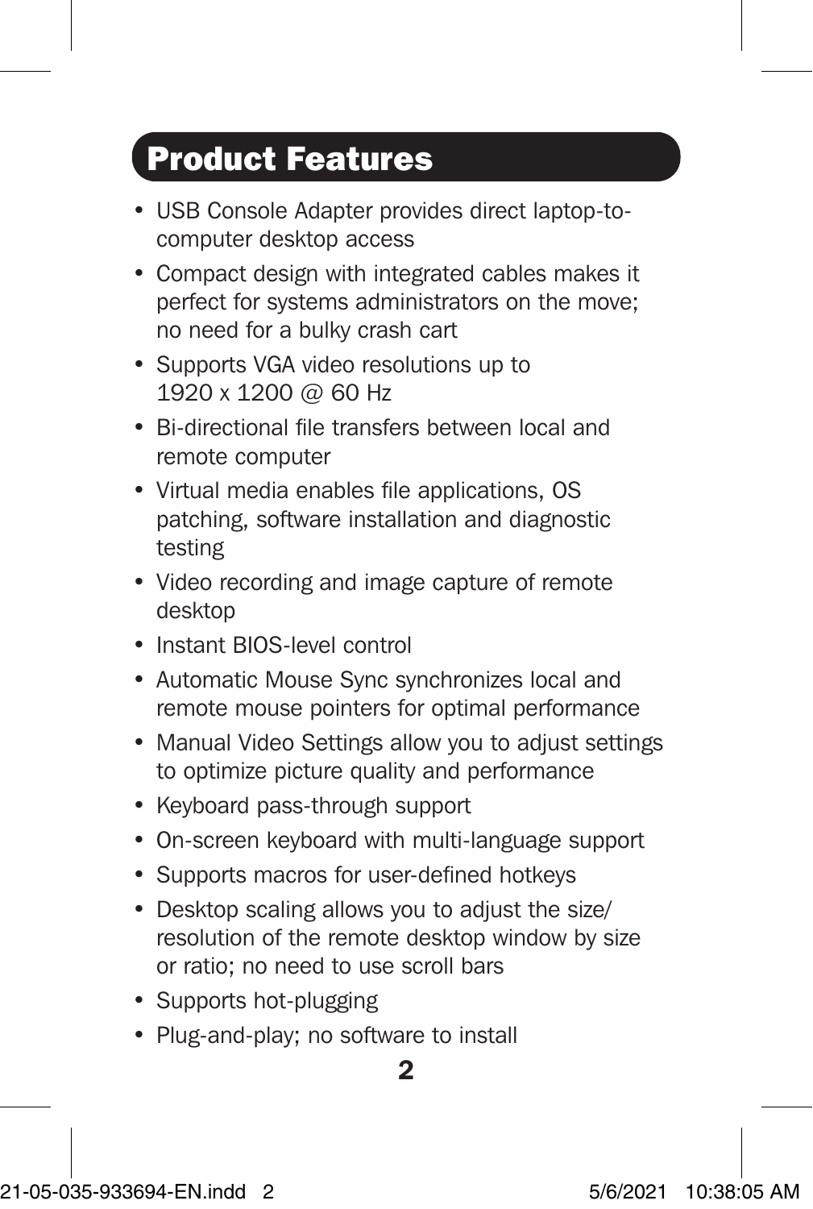## Product Features

- USB Console Adapter provides direct laptop-to-computer desktop access
- Compact design with integrated cables makes it perfect for systems administrators on the move; no need for a bulky crash cart
- Supports VGA video resolutions up to 1920 x 1200 @ 60 Hz
- Bi-directional file transfers between local and remote computer
- Virtual media enables file applications, OS patching, software installation and diagnostic testing
- Video recording and image capture of remote desktop
- Instant BIOS-level control
- Automatic Mouse Sync synchronizes local and remote mouse pointers for optimal performance
- Manual Video Settings allow you to adjust settings to optimize picture quality and performance
- Keyboard pass-through support
- On-screen keyboard with multi-language support
- Supports macros for user-defined hotkeys
- Desktop scaling allows you to adjust the size/resolution of the remote desktop window by size or ratio; no need to use scroll bars
- Supports hot-plugging
- Plug-and-play; no software to install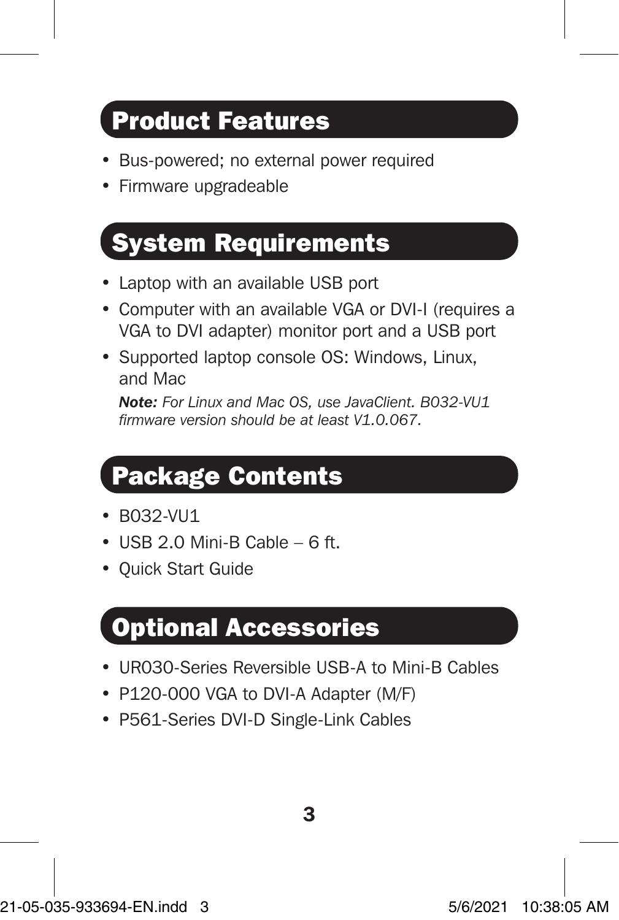## Product Features

- Bus-powered; no external power required
- Firmware upgradeable

## System Requirements

- Laptop with an available USB port
- Computer with an available VGA or DVI-I (requires a VGA to DVI adapter) monitor port and a USB port
- Supported laptop console OS: Windows, Linux, and Mac

  ***Note:*** *For Linux and Mac OS, use JavaClient. B032-VU1 firmware version should be at least V1.0.067.*

## Package Contents

- B032-VU1
- USB 2.0 Mini-B Cable – 6 ft.
- Quick Start Guide

## Optional Accessories

- UR030-Series Reversible USB-A to Mini-B Cables
- P120-000 VGA to DVI-A Adapter (M/F)
- P561-Series DVI-D Single-Link Cables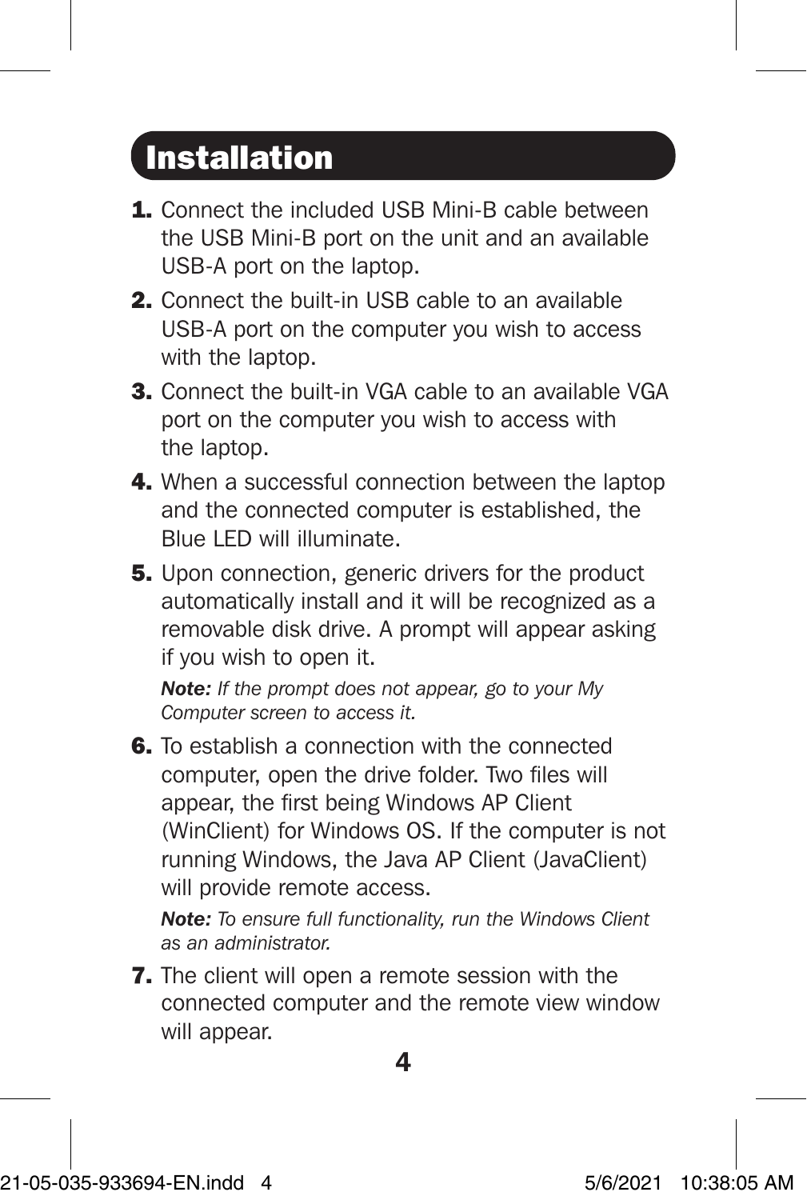# Installation

1. Connect the included USB Mini-B cable between the USB Mini-B port on the unit and an available USB-A port on the laptop.
2. Connect the built-in USB cable to an available USB-A port on the computer you wish to access with the laptop.
3. Connect the built-in VGA cable to an available VGA port on the computer you wish to access with the laptop.
4. When a successful connection between the laptop and the connected computer is established, the Blue LED will illuminate.
5. Upon connection, generic drivers for the product automatically install and it will be recognized as a removable disk drive. A prompt will appear asking if you wish to open it.

   ***Note:*** *If the prompt does not appear, go to your My Computer screen to access it.*
6. To establish a connection with the connected computer, open the drive folder. Two files will appear, the first being Windows AP Client (WinClient) for Windows OS. If the computer is not running Windows, the Java AP Client (JavaClient) will provide remote access.

   ***Note:*** *To ensure full functionality, run the Windows Client as an administrator.*
7. The client will open a remote session with the connected computer and the remote view window will appear.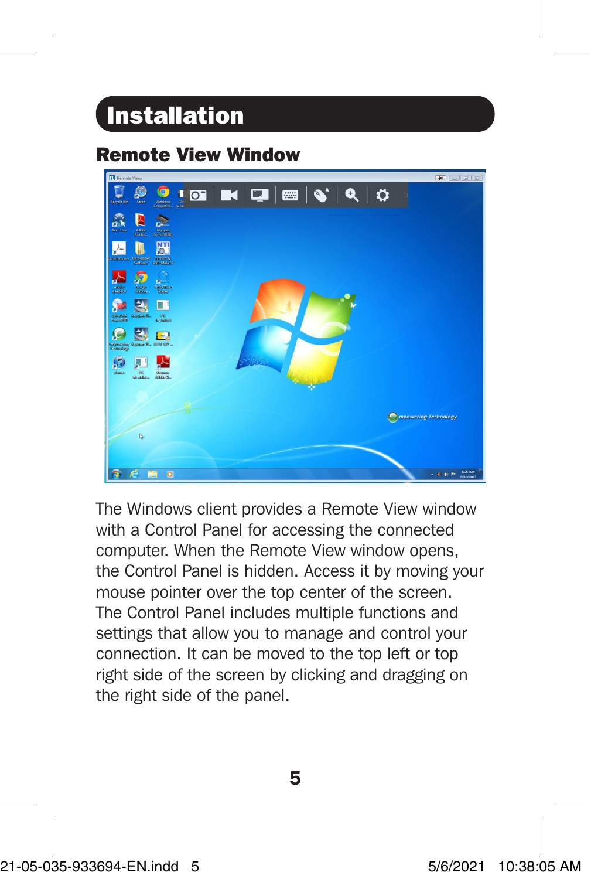# Installation

## Remote View Window

The Windows client provides a Remote View window with a Control Panel for accessing the connected computer. When the Remote View window opens, the Control Panel is hidden. Access it by moving your mouse pointer over the top center of the screen. The Control Panel includes multiple functions and settings that allow you to manage and control your connection. It can be moved to the top left or top right side of the screen by clicking and dragging on the right side of the panel.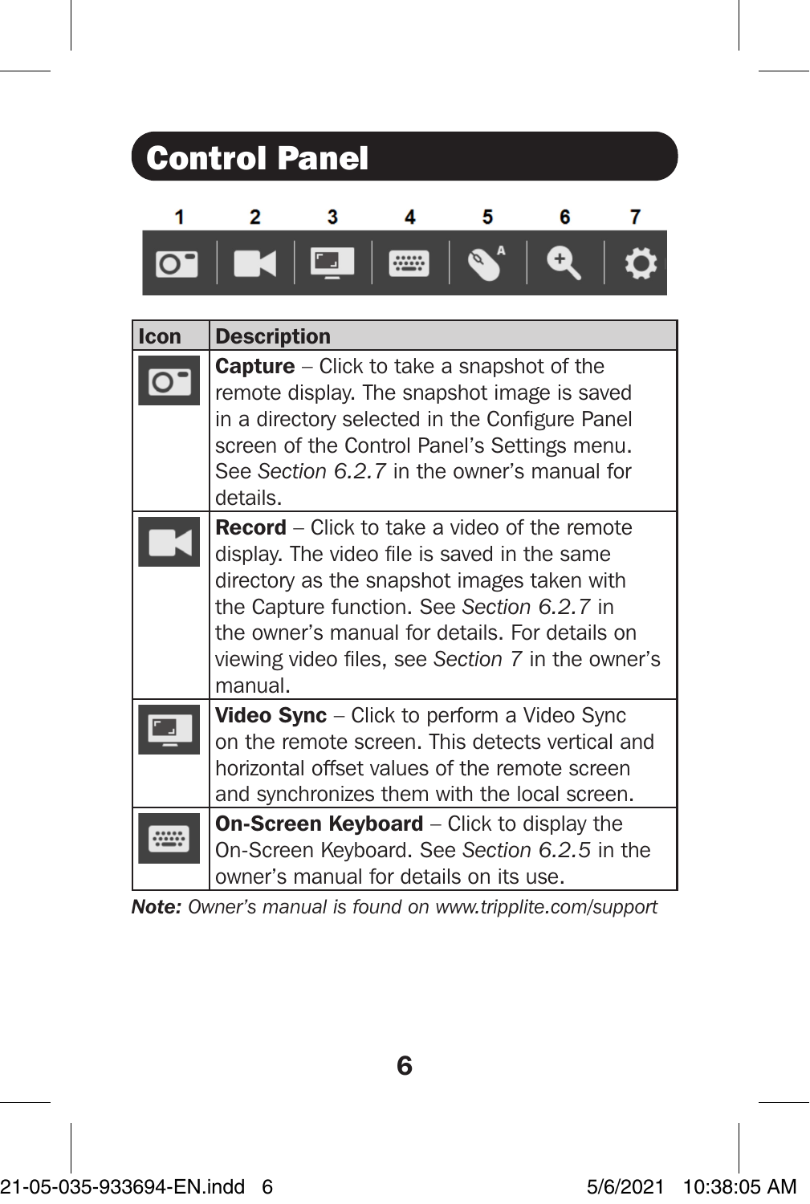# Control Panel

1 2 3 4 5 6 7

| Icon | Description |
|---|---|
| | **Capture** – Click to take a snapshot of the remote display. The snapshot image is saved in a directory selected in the Configure Panel screen of the Control Panel's Settings menu. See *Section 6.2.7* in the owner's manual for details. |
| | **Record** – Click to take a video of the remote display. The video file is saved in the same directory as the snapshot images taken with the Capture function. See *Section 6.2.7* in the owner's manual for details. For details on viewing video files, see *Section 7* in the owner's manual. |
| | **Video Sync** – Click to perform a Video Sync on the remote screen. This detects vertical and horizontal offset values of the remote screen and synchronizes them with the local screen. |
| | **On-Screen Keyboard** – Click to display the On-Screen Keyboard. See *Section 6.2.5* in the owner's manual for details on its use. |

***Note:*** *Owner's manual is found on www.tripplite.com/support*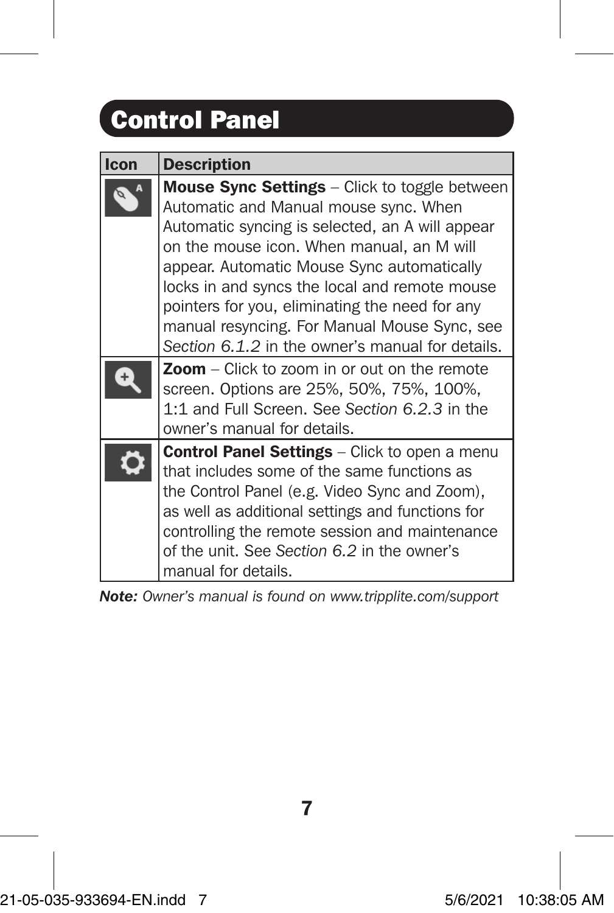# Control Panel

| Icon | Description |
|---|---|
| | **Mouse Sync Settings** – Click to toggle between Automatic and Manual mouse sync. When Automatic syncing is selected, an A will appear on the mouse icon. When manual, an M will appear. Automatic Mouse Sync automatically locks in and syncs the local and remote mouse pointers for you, eliminating the need for any manual resyncing. For Manual Mouse Sync, see *Section 6.1.2* in the owner's manual for details. |
| | **Zoom** – Click to zoom in or out on the remote screen. Options are 25%, 50%, 75%, 100%, 1:1 and Full Screen. See *Section 6.2.3* in the owner's manual for details. |
| | **Control Panel Settings** – Click to open a menu that includes some of the same functions as the Control Panel (e.g. Video Sync and Zoom), as well as additional settings and functions for controlling the remote session and maintenance of the unit. See *Section 6.2* in the owner's manual for details. |

***Note:*** *Owner's manual is found on www.tripplite.com/support*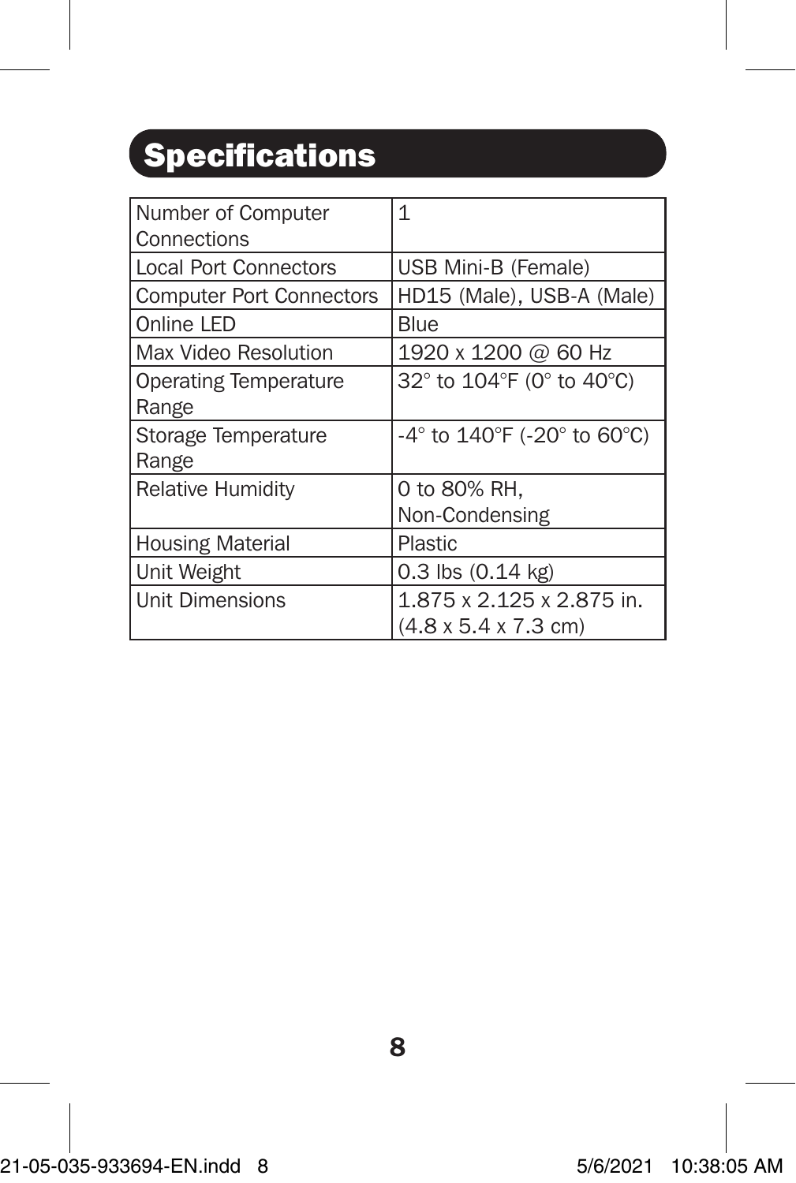## Specifications

| Number of Computer Connections | 1 |
|---|---|
| Local Port Connectors | USB Mini-B (Female) |
| Computer Port Connectors | HD15 (Male), USB-A (Male) |
| Online LED | Blue |
| Max Video Resolution | 1920 x 1200 @ 60 Hz |
| Operating Temperature Range | 32° to 104°F (0° to 40°C) |
| Storage Temperature Range | -4° to 140°F (-20° to 60°C) |
| Relative Humidity | 0 to 80% RH, Non-Condensing |
| Housing Material | Plastic |
| Unit Weight | 0.3 lbs (0.14 kg) |
| Unit Dimensions | 1.875 x 2.125 x 2.875 in. (4.8 x 5.4 x 7.3 cm) |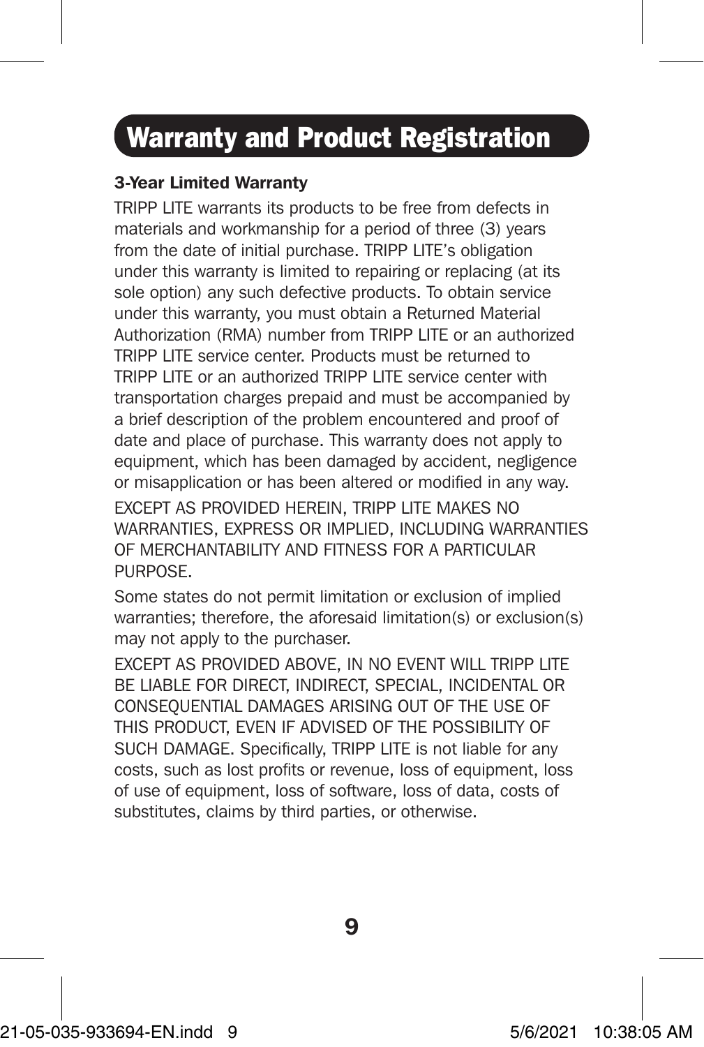# Warranty and Product Registration

**3-Year Limited Warranty**

TRIPP LITE warrants its products to be free from defects in materials and workmanship for a period of three (3) years from the date of initial purchase. TRIPP LITE's obligation under this warranty is limited to repairing or replacing (at its sole option) any such defective products. To obtain service under this warranty, you must obtain a Returned Material Authorization (RMA) number from TRIPP LITE or an authorized TRIPP LITE service center. Products must be returned to TRIPP LITE or an authorized TRIPP LITE service center with transportation charges prepaid and must be accompanied by a brief description of the problem encountered and proof of date and place of purchase. This warranty does not apply to equipment, which has been damaged by accident, negligence or misapplication or has been altered or modified in any way.

EXCEPT AS PROVIDED HEREIN, TRIPP LITE MAKES NO WARRANTIES, EXPRESS OR IMPLIED, INCLUDING WARRANTIES OF MERCHANTABILITY AND FITNESS FOR A PARTICULAR PURPOSE.

Some states do not permit limitation or exclusion of implied warranties; therefore, the aforesaid limitation(s) or exclusion(s) may not apply to the purchaser.

EXCEPT AS PROVIDED ABOVE, IN NO EVENT WILL TRIPP LITE BE LIABLE FOR DIRECT, INDIRECT, SPECIAL, INCIDENTAL OR CONSEQUENTIAL DAMAGES ARISING OUT OF THE USE OF THIS PRODUCT, EVEN IF ADVISED OF THE POSSIBILITY OF SUCH DAMAGE. Specifically, TRIPP LITE is not liable for any costs, such as lost profits or revenue, loss of equipment, loss of use of equipment, loss of software, loss of data, costs of substitutes, claims by third parties, or otherwise.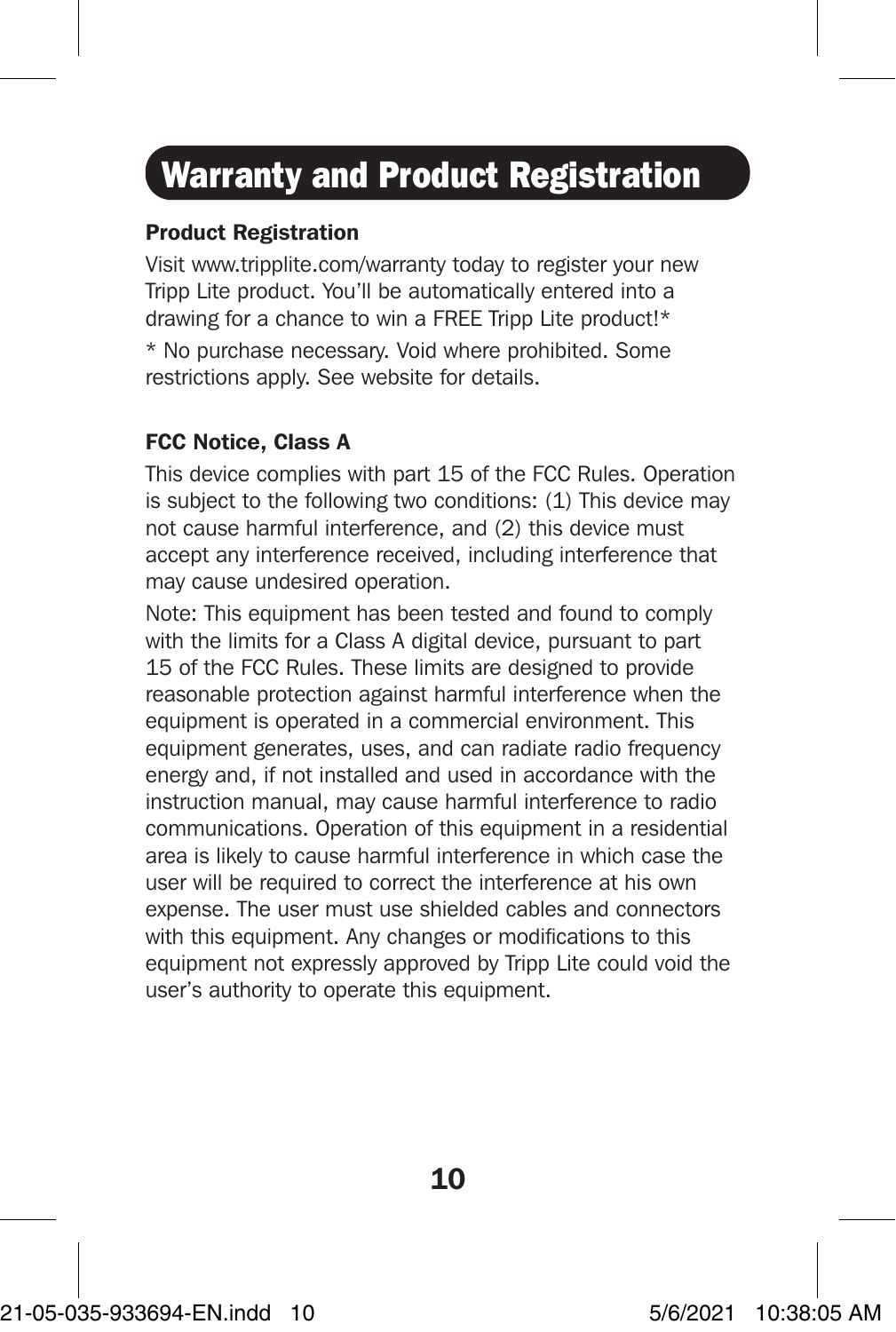# Warranty and Product Registration

### Product Registration

Visit www.tripplite.com/warranty today to register your new Tripp Lite product. You'll be automatically entered into a drawing for a chance to win a FREE Tripp Lite product!*

* No purchase necessary. Void where prohibited. Some restrictions apply. See website for details.

### FCC Notice, Class A

This device complies with part 15 of the FCC Rules. Operation is subject to the following two conditions: (1) This device may not cause harmful interference, and (2) this device must accept any interference received, including interference that may cause undesired operation.

Note: This equipment has been tested and found to comply with the limits for a Class A digital device, pursuant to part 15 of the FCC Rules. These limits are designed to provide reasonable protection against harmful interference when the equipment is operated in a commercial environment. This equipment generates, uses, and can radiate radio frequency energy and, if not installed and used in accordance with the instruction manual, may cause harmful interference to radio communications. Operation of this equipment in a residential area is likely to cause harmful interference in which case the user will be required to correct the interference at his own expense. The user must use shielded cables and connectors with this equipment. Any changes or modifications to this equipment not expressly approved by Tripp Lite could void the user's authority to operate this equipment.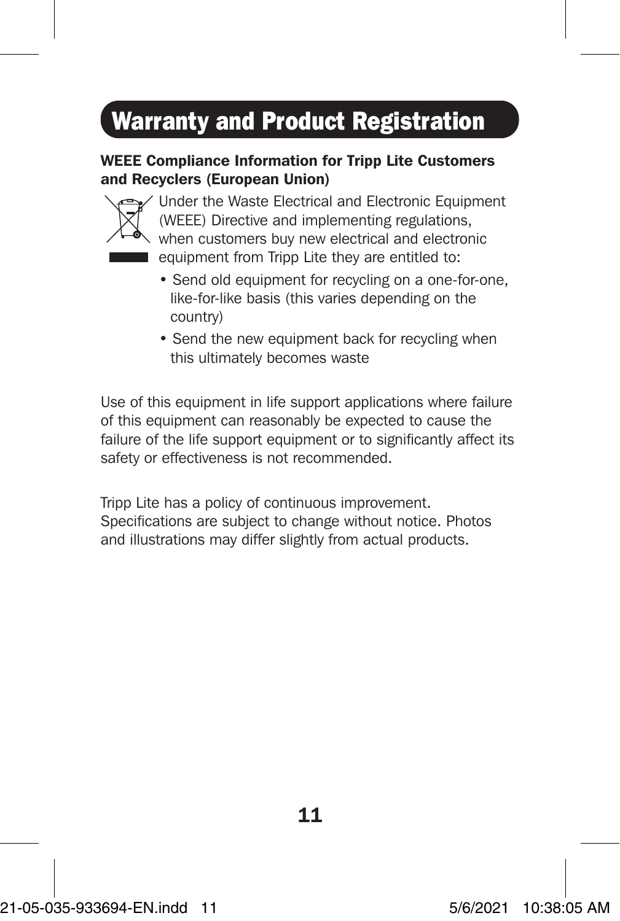# Warranty and Product Registration

**WEEE Compliance Information for Tripp Lite Customers and Recyclers (European Union)**

Under the Waste Electrical and Electronic Equipment (WEEE) Directive and implementing regulations, when customers buy new electrical and electronic equipment from Tripp Lite they are entitled to:

- Send old equipment for recycling on a one-for-one, like-for-like basis (this varies depending on the country)
- Send the new equipment back for recycling when this ultimately becomes waste

Use of this equipment in life support applications where failure of this equipment can reasonably be expected to cause the failure of the life support equipment or to significantly affect its safety or effectiveness is not recommended.

Tripp Lite has a policy of continuous improvement. Specifications are subject to change without notice. Photos and illustrations may differ slightly from actual products.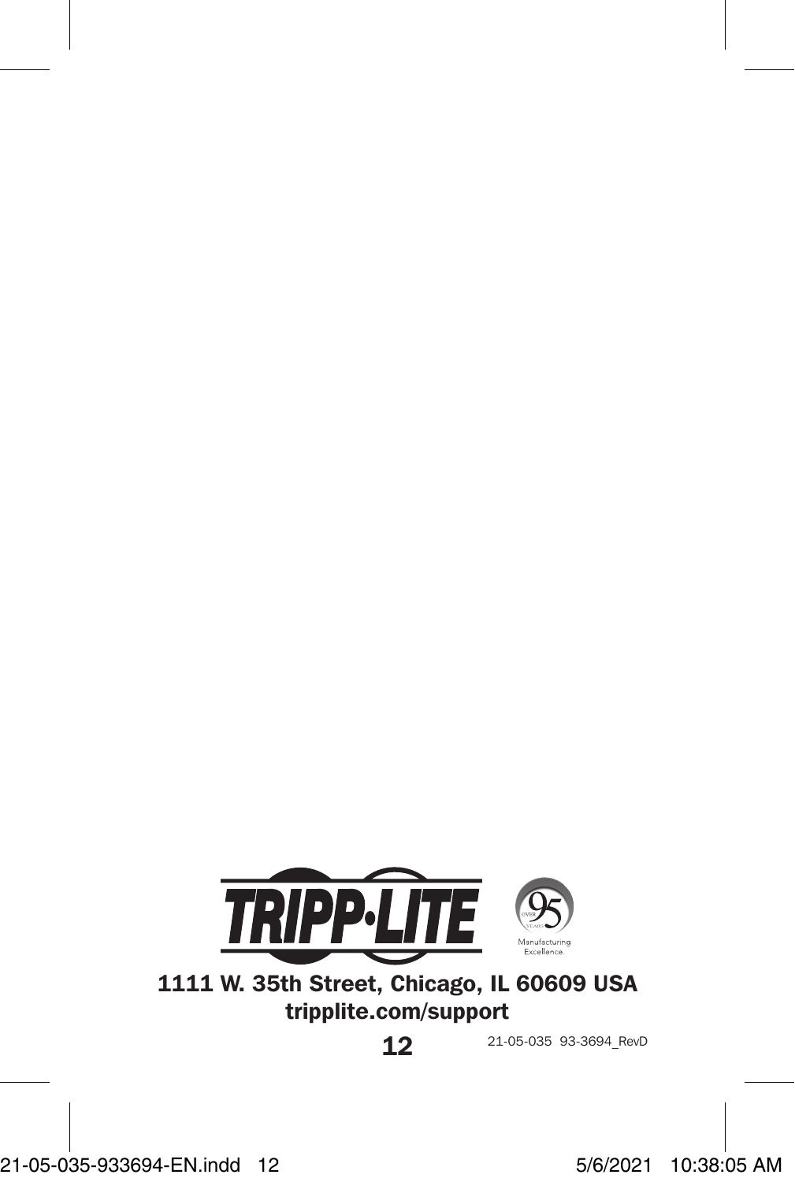TRIPP·LITE

OVER 95 YEARS

Manufacturing Excellence.

**1111 W. 35th Street, Chicago, IL 60609 USA**
**tripplite.com/support**

21-05-035 93-3694_RevD